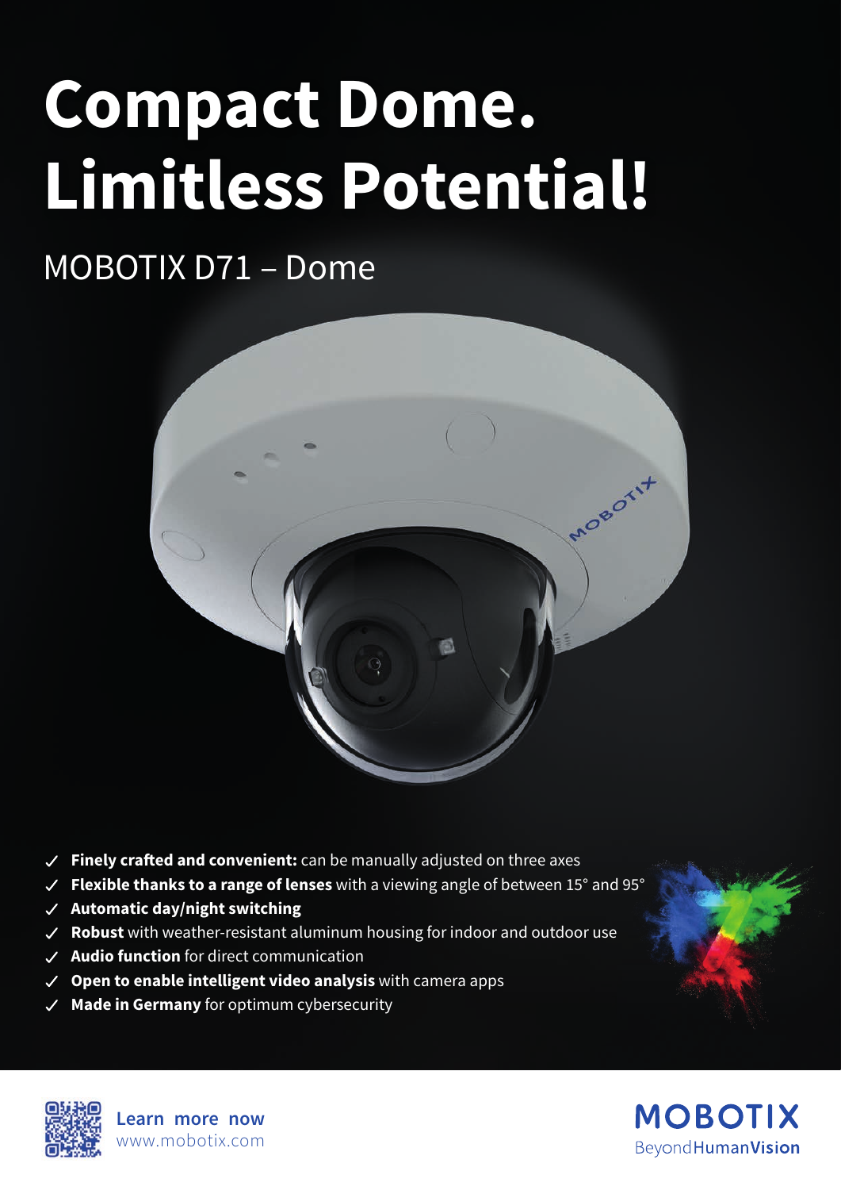# Compact Dome. Limitless Potential!

## MOBOTIX D71 – Dome

- ✓ **Finely crafted and convenient:** can be manually adjusted on three axes
- ✓ **Flexible thanks to a range of lenses** with a viewing angle of between 15° and 95°
- ✓ **Automatic day/night switching**
- ✓ **Robust** with weather-resistant aluminum housing for indoor and outdoor use
- ✓ **Audio function** for direct communication
- ✓ **Open to enable intelligent video analysis** with camera apps
- ✓ **Made in Germany** for optimum cybersecurity

**Learn more now**
www.mobotix.com

**MOBOTIX**
Beyond**HumanVision**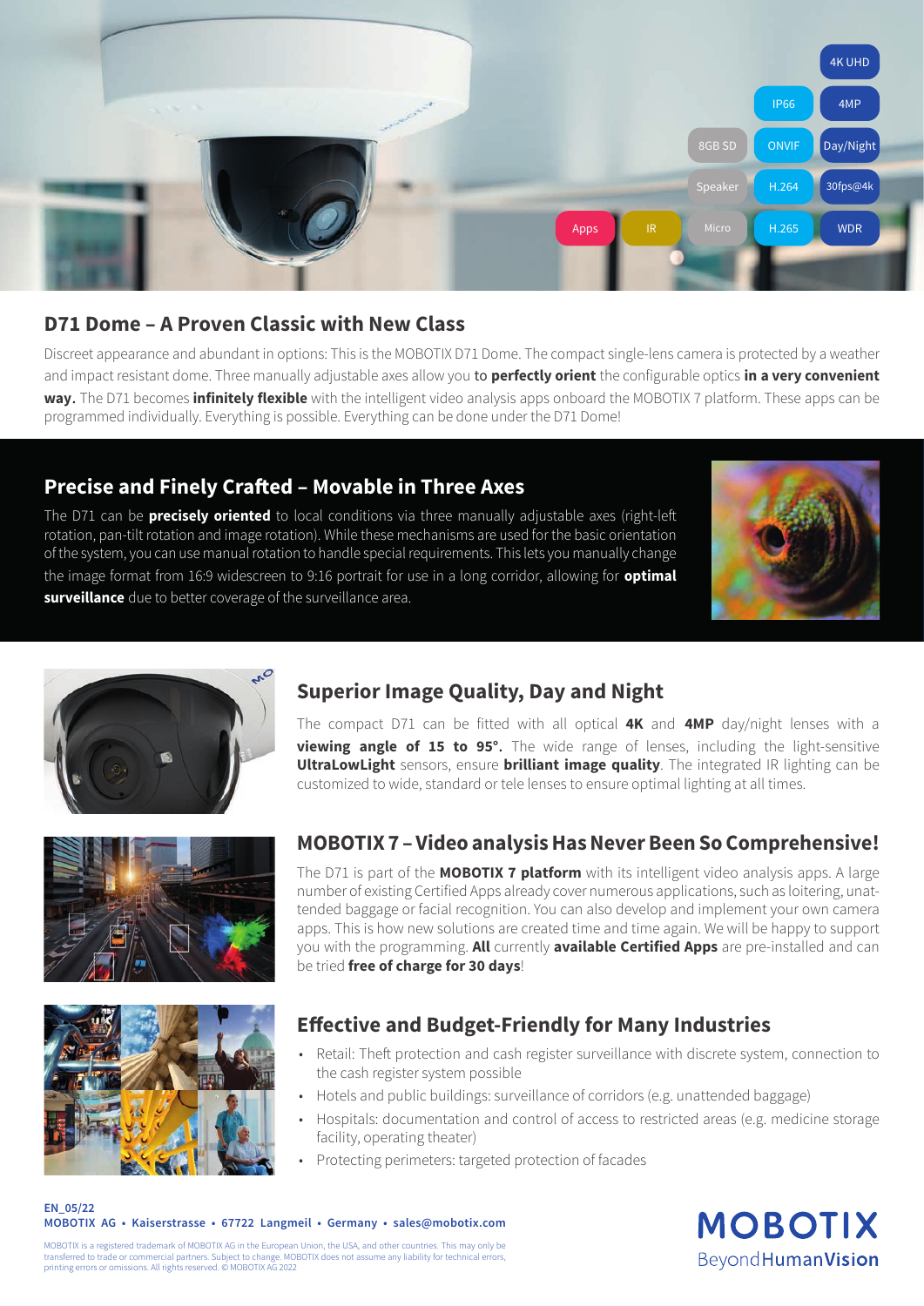4K UHD

IP66 4MP

8GB SD ONVIF Day/Night

Speaker H.264 30fps@4k

Apps IR Micro H.265 WDR

## D71 Dome – A Proven Classic with New Class

Discreet appearance and abundant in options: This is the MOBOTIX D71 Dome. The compact single-lens camera is protected by a weather and impact resistant dome. Three manually adjustable axes allow you to **perfectly orient** the configurable optics **in a very convenient way.** The D71 becomes **infinitely flexible** with the intelligent video analysis apps onboard the MOBOTIX 7 platform. These apps can be programmed individually. Everything is possible. Everything can be done under the D71 Dome!

## Precise and Finely Crafted – Movable in Three Axes

The D71 can be **precisely oriented** to local conditions via three manually adjustable axes (right-left rotation, pan-tilt rotation and image rotation). While these mechanisms are used for the basic orientation of the system, you can use manual rotation to handle special requirements. This lets you manually change the image format from 16:9 widescreen to 9:16 portrait for use in a long corridor, allowing for **optimal surveillance** due to better coverage of the surveillance area.

## Superior Image Quality, Day and Night

The compact D71 can be fitted with all optical **4K** and **4MP** day/night lenses with a **viewing angle of 15 to 95°.** The wide range of lenses, including the light-sensitive **UltraLowLight** sensors, ensure **brilliant image quality**. The integrated IR lighting can be customized to wide, standard or tele lenses to ensure optimal lighting at all times.

## MOBOTIX 7 – Video analysis Has Never Been So Comprehensive!

The D71 is part of the **MOBOTIX 7 platform** with its intelligent video analysis apps. A large number of existing Certified Apps already cover numerous applications, such as loitering, unattended baggage or facial recognition. You can also develop and implement your own camera apps. This is how new solutions are created time and time again. We will be happy to support you with the programming. **All** currently **available Certified Apps** are pre-installed and can be tried **free of charge for 30 days**!

## Effective and Budget-Friendly for Many Industries

- Retail: Theft protection and cash register surveillance with discrete system, connection to the cash register system possible
- Hotels and public buildings: surveillance of corridors (e.g. unattended baggage)
- Hospitals: documentation and control of access to restricted areas (e.g. medicine storage facility, operating theater)
- Protecting perimeters: targeted protection of facades

EN_05/22
**MOBOTIX AG • Kaiserstrasse • 67722 Langmeil • Germany • sales@mobotix.com**

MOBOTIX is a registered trademark of MOBOTIX AG in the European Union, the USA, and other countries. This may only be transferred to trade or commercial partners. Subject to change. MOBOTIX does not assume any liability for technical errors, printing errors or omissions. All rights reserved. © MOBOTIX AG 2022

**MOBOTIX**
Beyond**HumanVision**